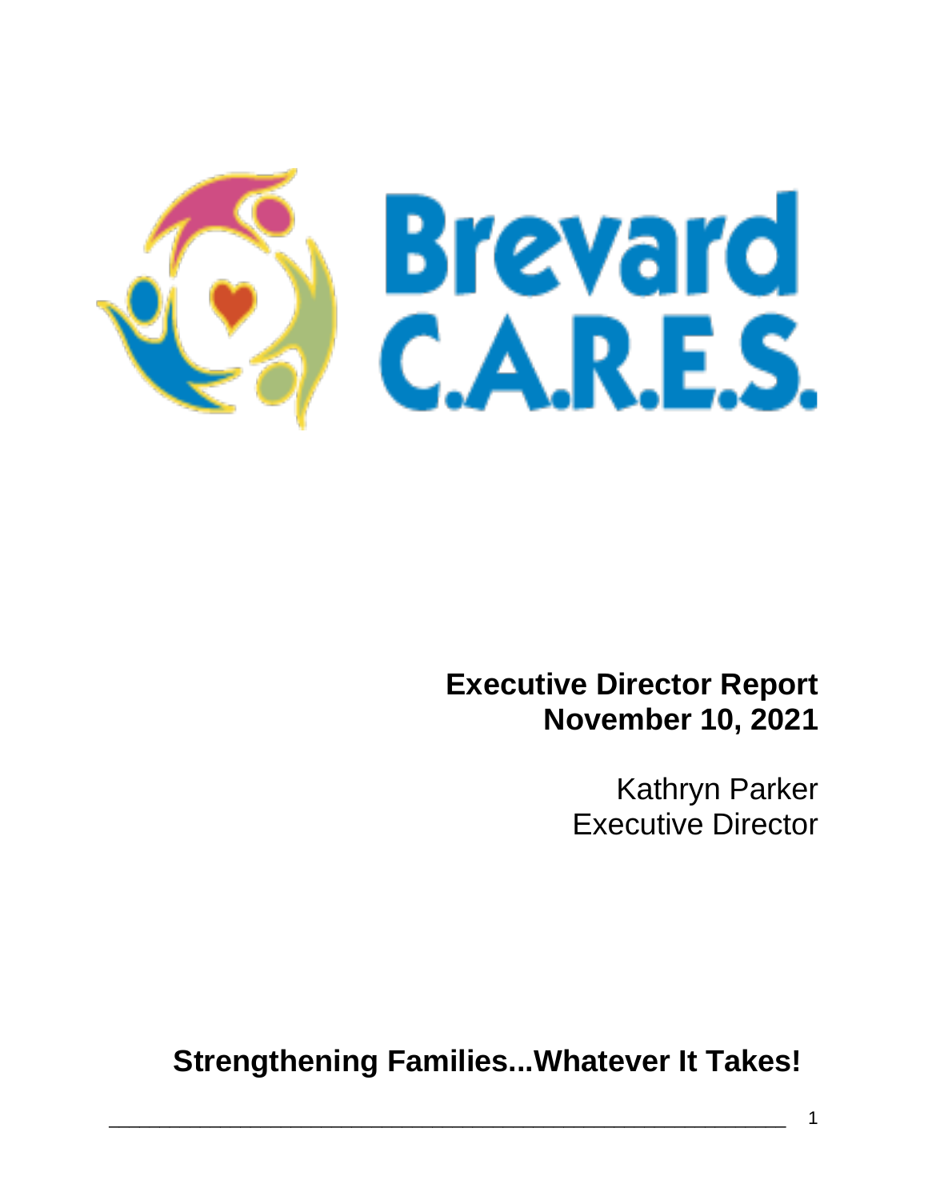# Brevard C.A.R.E.S.

**Executive Director Report**
**November 10, 2021**

Kathryn Parker
Executive Director

**Strengthening Families...Whatever It Takes!**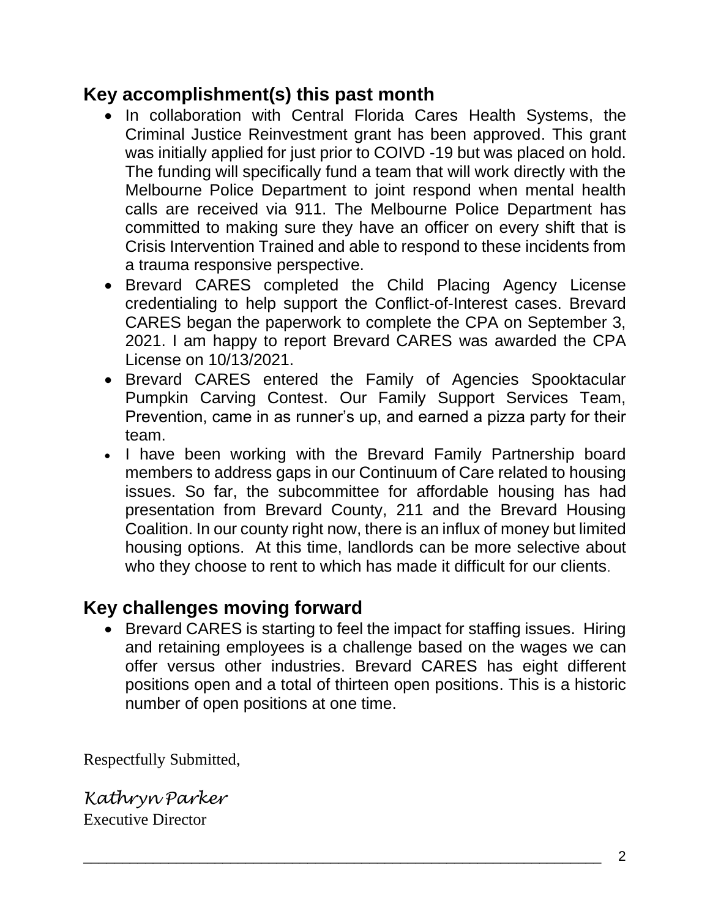## Key accomplishment(s) this past month

- In collaboration with Central Florida Cares Health Systems, the Criminal Justice Reinvestment grant has been approved. This grant was initially applied for just prior to COIVD -19 but was placed on hold. The funding will specifically fund a team that will work directly with the Melbourne Police Department to joint respond when mental health calls are received via 911. The Melbourne Police Department has committed to making sure they have an officer on every shift that is Crisis Intervention Trained and able to respond to these incidents from a trauma responsive perspective.
- Brevard CARES completed the Child Placing Agency License credentialing to help support the Conflict-of-Interest cases. Brevard CARES began the paperwork to complete the CPA on September 3, 2021. I am happy to report Brevard CARES was awarded the CPA License on 10/13/2021.
- Brevard CARES entered the Family of Agencies Spooktacular Pumpkin Carving Contest. Our Family Support Services Team, Prevention, came in as runner's up, and earned a pizza party for their team.
- I have been working with the Brevard Family Partnership board members to address gaps in our Continuum of Care related to housing issues. So far, the subcommittee for affordable housing has had presentation from Brevard County, 211 and the Brevard Housing Coalition. In our county right now, there is an influx of money but limited housing options. At this time, landlords can be more selective about who they choose to rent to which has made it difficult for our clients.

## Key challenges moving forward

- Brevard CARES is starting to feel the impact for staffing issues. Hiring and retaining employees is a challenge based on the wages we can offer versus other industries. Brevard CARES has eight different positions open and a total of thirteen open positions. This is a historic number of open positions at one time.

Respectfully Submitted,

*Kathryn Parker*
Executive Director